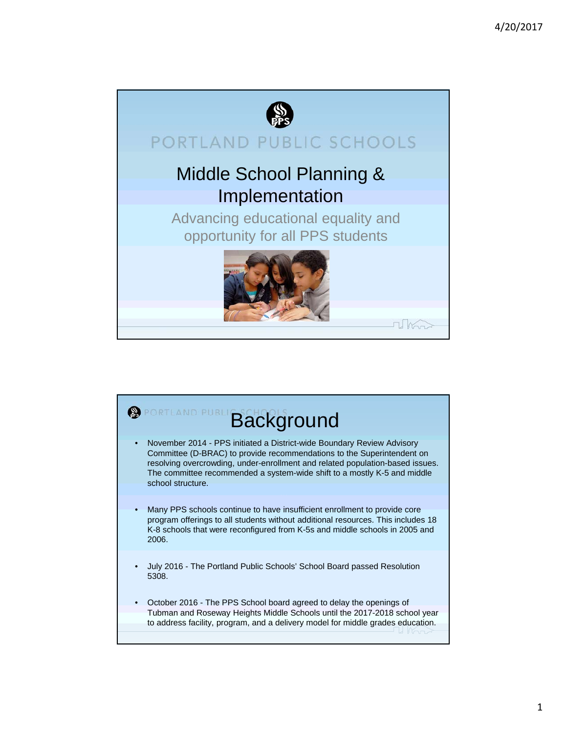PORTLAND PUBLIC SCHOOLS

# Middle School Planning & Implementation

Advancing educational equality and opportunity for all PPS students

PORTLAND PUBLIC SCHOOLS

## Background

- November 2014 - PPS initiated a District-wide Boundary Review Advisory Committee (D-BRAC) to provide recommendations to the Superintendent on resolving overcrowding, under-enrollment and related population-based issues. The committee recommended a system-wide shift to a mostly K-5 and middle school structure.
- Many PPS schools continue to have insufficient enrollment to provide core program offerings to all students without additional resources. This includes 18 K-8 schools that were reconfigured from K-5s and middle schools in 2005 and 2006.
- July 2016 - The Portland Public Schools' School Board passed Resolution 5308.
- October 2016 - The PPS School board agreed to delay the openings of Tubman and Roseway Heights Middle Schools until the 2017-2018 school year to address facility, program, and a delivery model for middle grades education.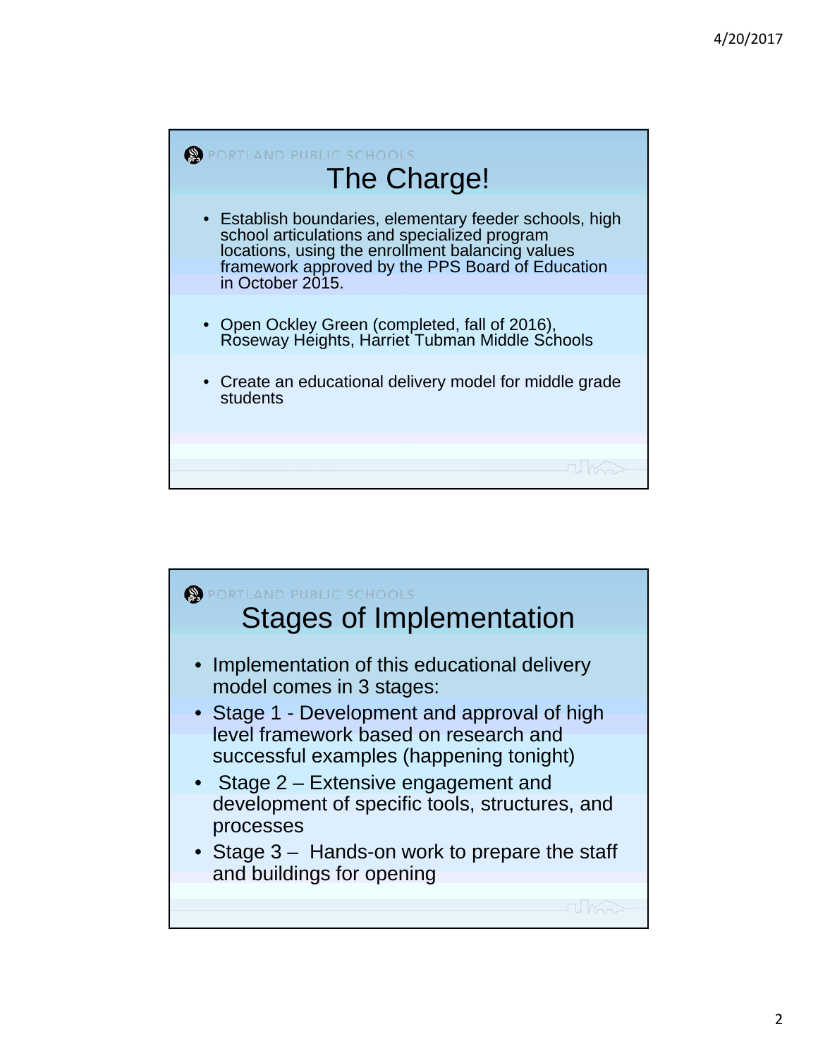PORTLAND PUBLIC SCHOOLS

## The Charge!

- Establish boundaries, elementary feeder schools, high school articulations and specialized program locations, using the enrollment balancing values framework approved by the PPS Board of Education in October 2015.
- Open Ockley Green (completed, fall of 2016), Roseway Heights, Harriet Tubman Middle Schools
- Create an educational delivery model for middle grade students

PORTLAND PUBLIC SCHOOLS

## Stages of Implementation

- Implementation of this educational delivery model comes in 3 stages:
- Stage 1 - Development and approval of high level framework based on research and successful examples (happening tonight)
- Stage 2 – Extensive engagement and development of specific tools, structures, and processes
- Stage 3 – Hands-on work to prepare the staff and buildings for opening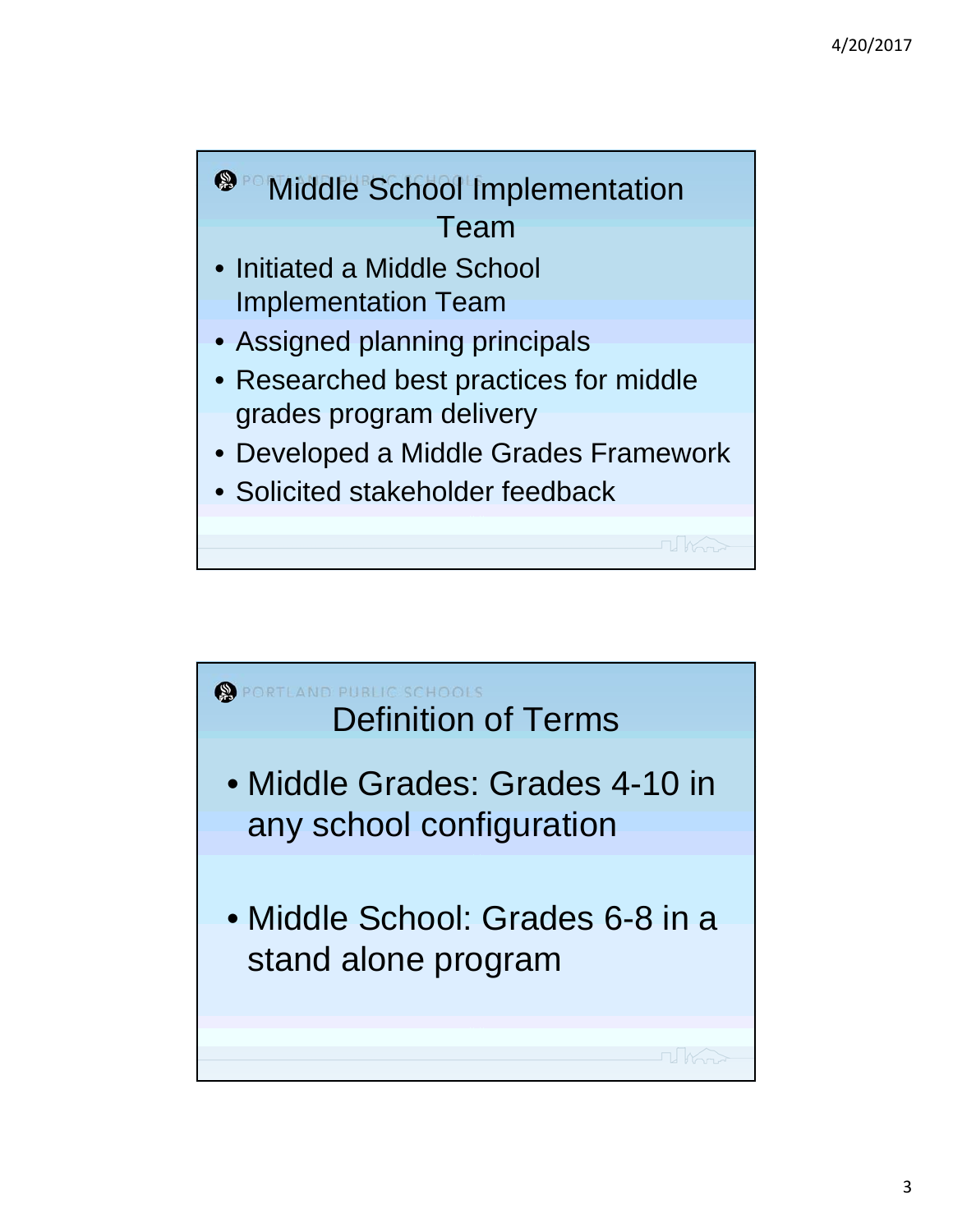## Middle School Implementation Team

- Initiated a Middle School Implementation Team
- Assigned planning principals
- Researched best practices for middle grades program delivery
- Developed a Middle Grades Framework
- Solicited stakeholder feedback

## Definition of Terms

- Middle Grades: Grades 4-10 in any school configuration
- Middle School: Grades 6-8 in a stand alone program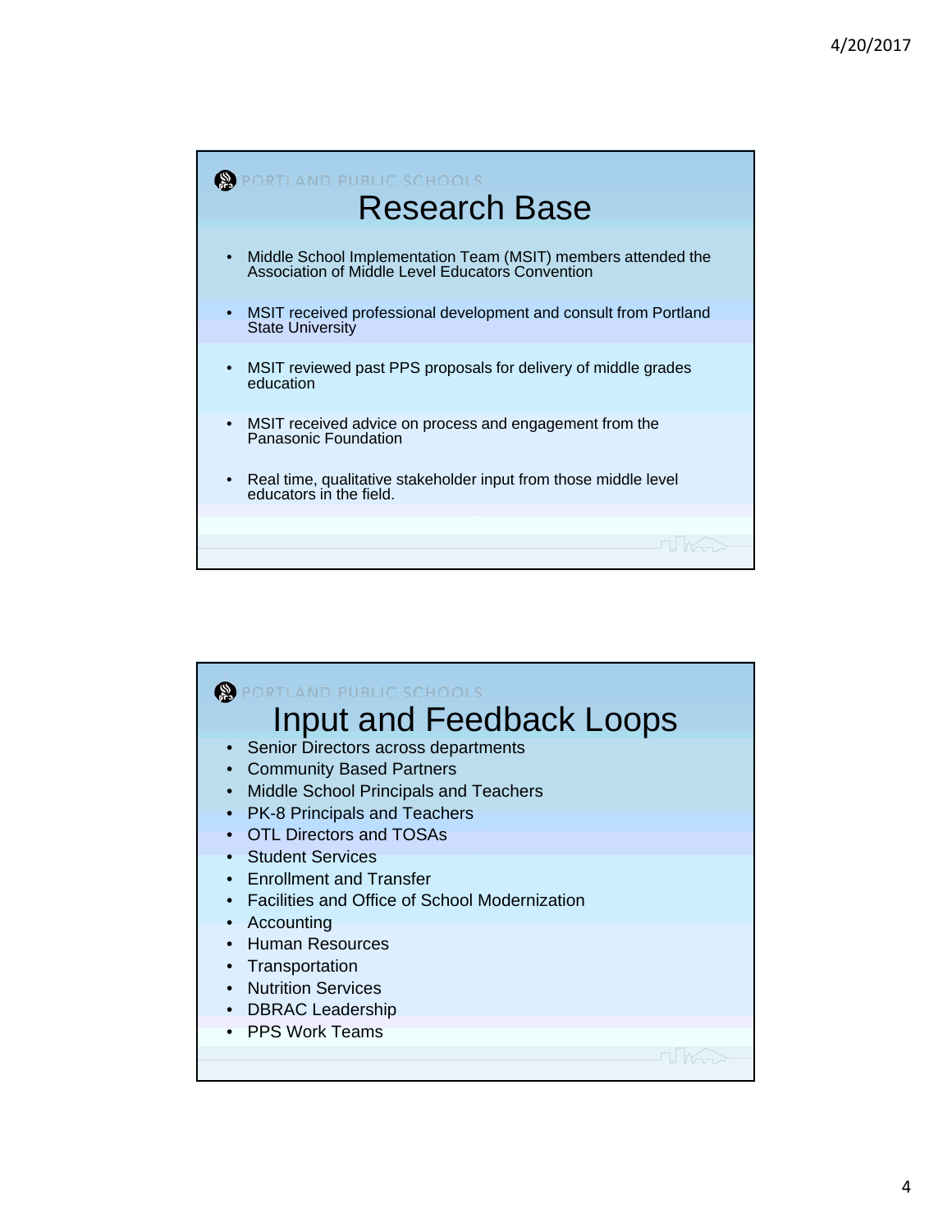## Research Base

- Middle School Implementation Team (MSIT) members attended the Association of Middle Level Educators Convention
- MSIT received professional development and consult from Portland State University
- MSIT reviewed past PPS proposals for delivery of middle grades education
- MSIT received advice on process and engagement from the Panasonic Foundation
- Real time, qualitative stakeholder input from those middle level educators in the field.

## Input and Feedback Loops

- Senior Directors across departments
- Community Based Partners
- Middle School Principals and Teachers
- PK-8 Principals and Teachers
- OTL Directors and TOSAs
- Student Services
- Enrollment and Transfer
- Facilities and Office of School Modernization
- Accounting
- Human Resources
- Transportation
- Nutrition Services
- DBRAC Leadership
- PPS Work Teams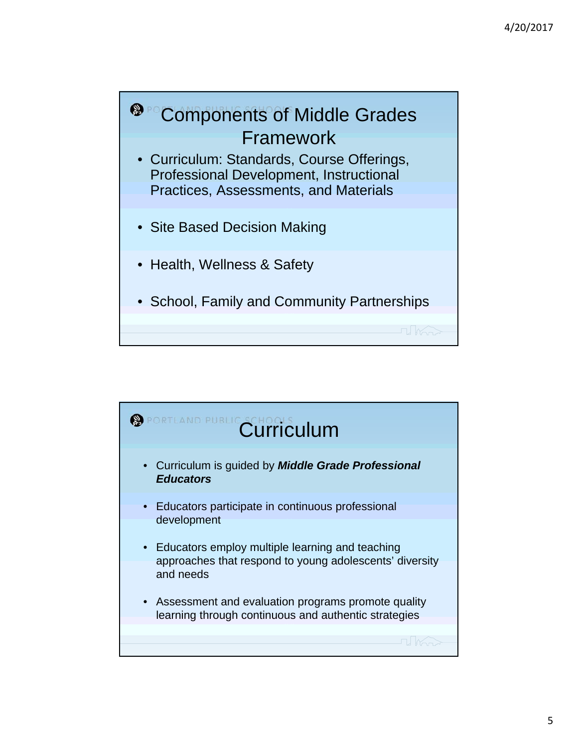## Components of Middle Grades Framework

- Curriculum: Standards, Course Offerings, Professional Development, Instructional Practices, Assessments, and Materials
- Site Based Decision Making
- Health, Wellness & Safety
- School, Family and Community Partnerships

## Curriculum

- Curriculum is guided by ***Middle Grade Professional Educators***
- Educators participate in continuous professional development
- Educators employ multiple learning and teaching approaches that respond to young adolescents' diversity and needs
- Assessment and evaluation programs promote quality learning through continuous and authentic strategies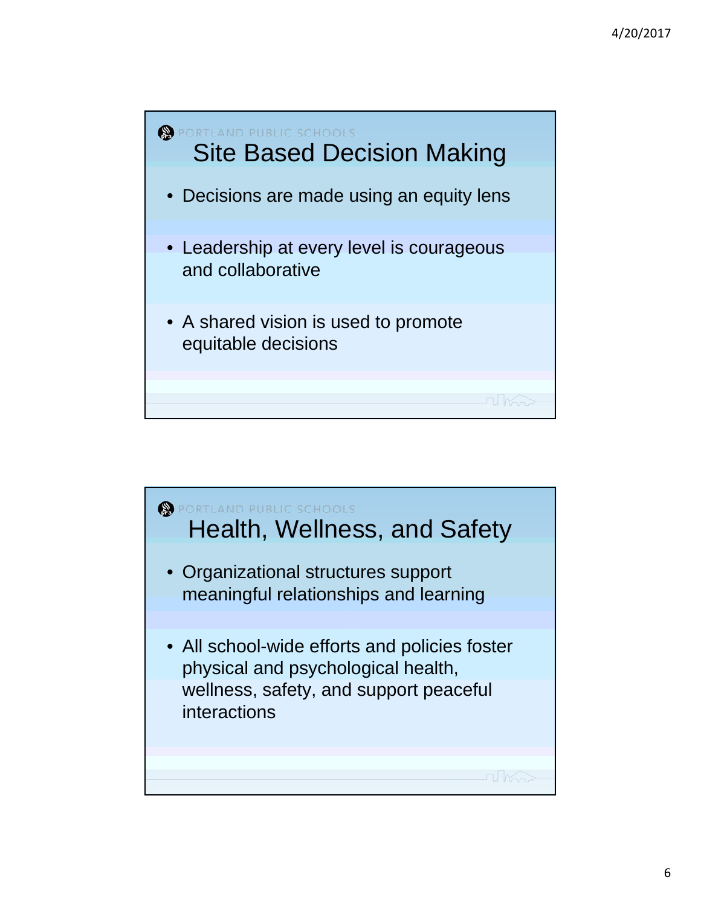PORTLAND PUBLIC SCHOOLS

## Site Based Decision Making

- Decisions are made using an equity lens
- Leadership at every level is courageous and collaborative
- A shared vision is used to promote equitable decisions

PORTLAND PUBLIC SCHOOLS

## Health, Wellness, and Safety

- Organizational structures support meaningful relationships and learning
- All school-wide efforts and policies foster physical and psychological health, wellness, safety, and support peaceful interactions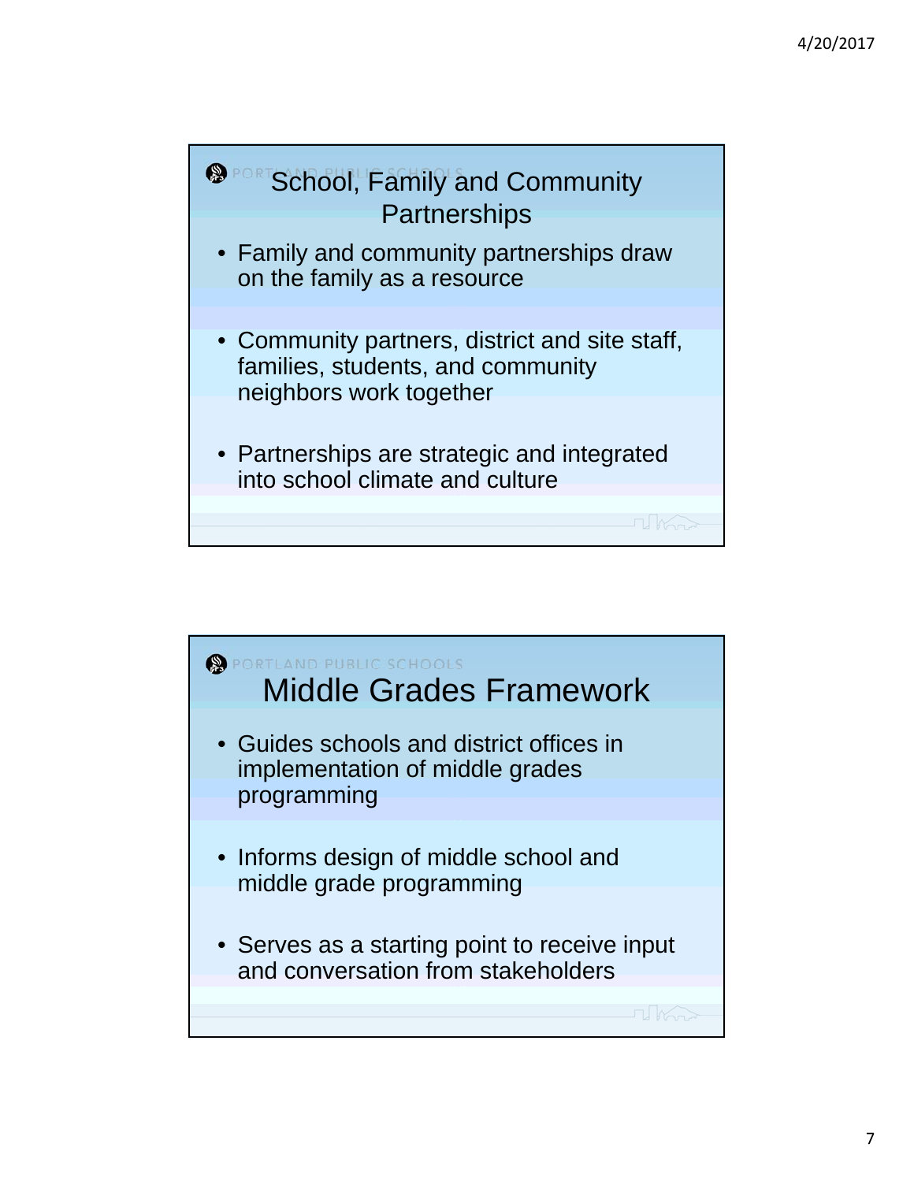## School, Family and Community Partnerships

- Family and community partnerships draw on the family as a resource
- Community partners, district and site staff, families, students, and community neighbors work together
- Partnerships are strategic and integrated into school climate and culture

## Middle Grades Framework

- Guides schools and district offices in implementation of middle grades programming
- Informs design of middle school and middle grade programming
- Serves as a starting point to receive input and conversation from stakeholders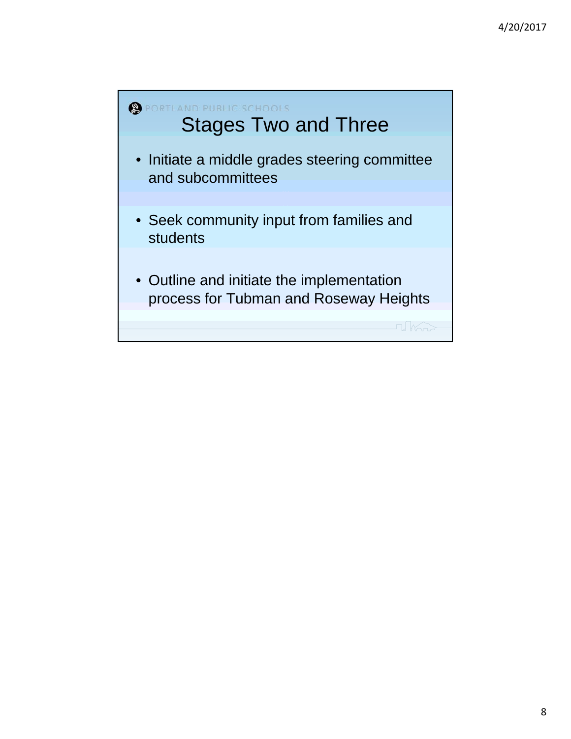PORTLAND PUBLIC SCHOOLS

# Stages Two and Three

- Initiate a middle grades steering committee and subcommittees
- Seek community input from families and students
- Outline and initiate the implementation process for Tubman and Roseway Heights